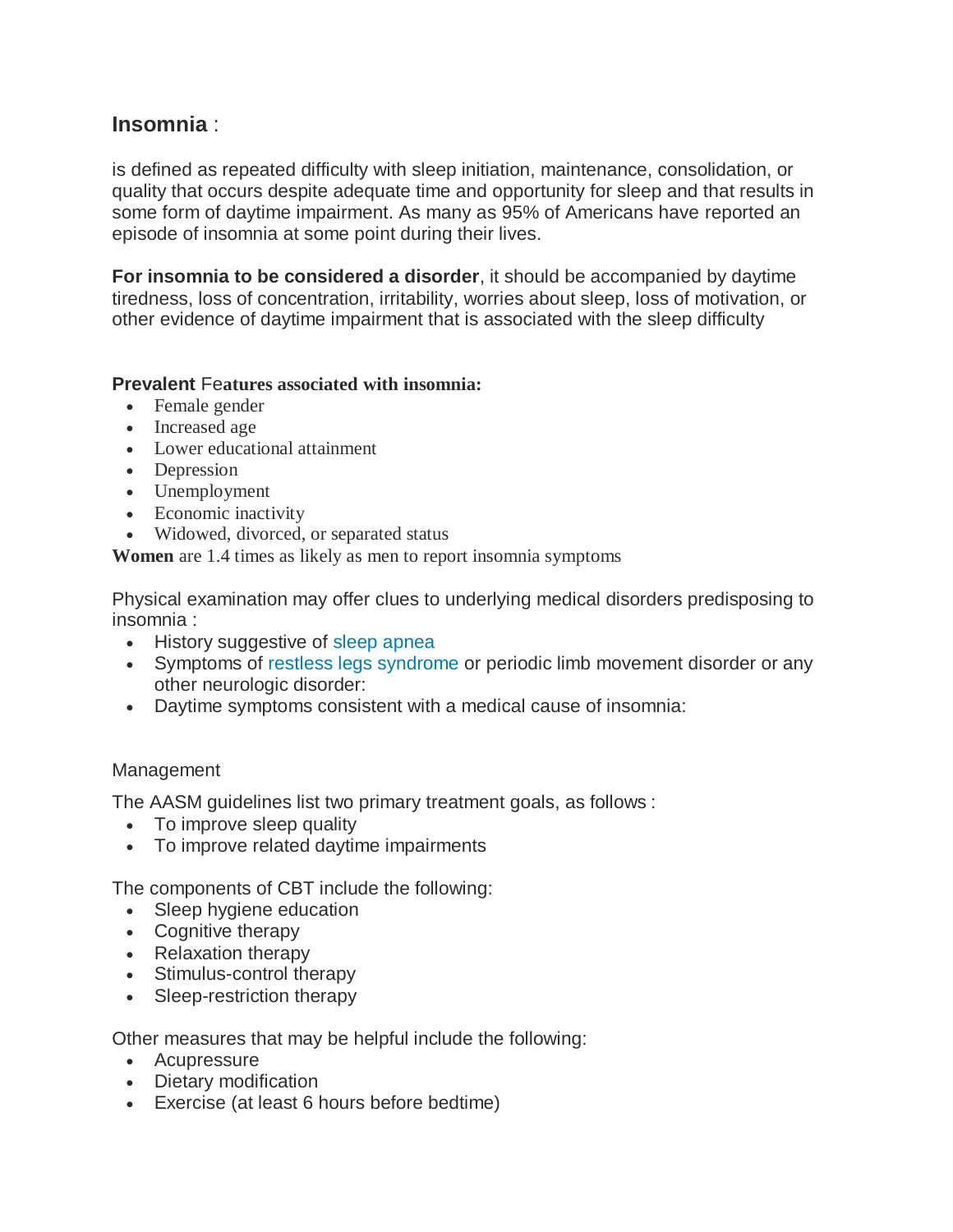## **Insomnia** :

is defined as repeated difficulty with sleep initiation, maintenance, consolidation, or quality that occurs despite adequate time and opportunity for sleep and that results in some form of daytime impairment. As many as 95% of Americans have reported an episode of insomnia at some point during their lives.

**For insomnia to be considered a disorder**, it should be accompanied by daytime tiredness, loss of concentration, irritability, worries about sleep, loss of motivation, or other evidence of daytime impairment that is associated with the sleep difficulty

**Prevalent Features associated with insomnia:**

- Female gender
- Increased age
- Lower educational attainment
- Depression
- Unemployment
- Economic inactivity
- Widowed, divorced, or separated status

**Women** are 1.4 times as likely as men to report insomnia symptoms

Physical examination may offer clues to underlying medical disorders predisposing to insomnia :

- History suggestive of sleep apnea
- Symptoms of restless legs syndrome or periodic limb movement disorder or any other neurologic disorder:
- Daytime symptoms consistent with a medical cause of insomnia:

Management

The AASM guidelines list two primary treatment goals, as follows :

- To improve sleep quality
- To improve related daytime impairments

The components of CBT include the following:

- Sleep hygiene education
- Cognitive therapy
- Relaxation therapy
- Stimulus-control therapy
- Sleep-restriction therapy

Other measures that may be helpful include the following:

- Acupressure
- Dietary modification
- Exercise (at least 6 hours before bedtime)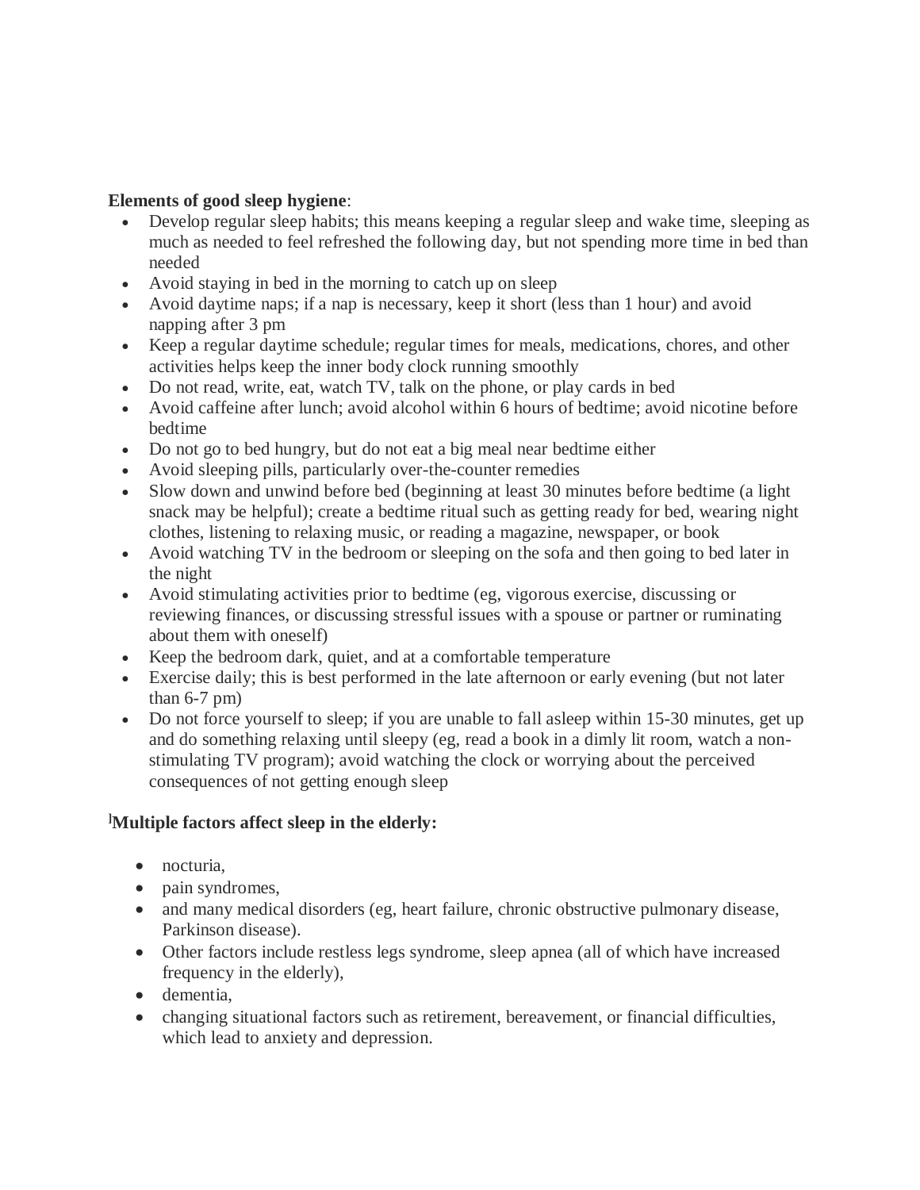**Elements of good sleep hygiene**:

- Develop regular sleep habits; this means keeping a regular sleep and wake time, sleeping as much as needed to feel refreshed the following day, but not spending more time in bed than needed
- Avoid staying in bed in the morning to catch up on sleep
- Avoid daytime naps; if a nap is necessary, keep it short (less than 1 hour) and avoid napping after 3 pm
- Keep a regular daytime schedule; regular times for meals, medications, chores, and other activities helps keep the inner body clock running smoothly
- Do not read, write, eat, watch TV, talk on the phone, or play cards in bed
- Avoid caffeine after lunch; avoid alcohol within 6 hours of bedtime; avoid nicotine before bedtime
- Do not go to bed hungry, but do not eat a big meal near bedtime either
- Avoid sleeping pills, particularly over-the-counter remedies
- Slow down and unwind before bed (beginning at least 30 minutes before bedtime (a light snack may be helpful); create a bedtime ritual such as getting ready for bed, wearing night clothes, listening to relaxing music, or reading a magazine, newspaper, or book
- Avoid watching TV in the bedroom or sleeping on the sofa and then going to bed later in the night
- Avoid stimulating activities prior to bedtime (eg, vigorous exercise, discussing or reviewing finances, or discussing stressful issues with a spouse or partner or ruminating about them with oneself)
- Keep the bedroom dark, quiet, and at a comfortable temperature
- Exercise daily; this is best performed in the late afternoon or early evening (but not later than 6-7 pm)
- Do not force yourself to sleep; if you are unable to fall asleep within 15-30 minutes, get up and do something relaxing until sleepy (eg, read a book in a dimly lit room, watch a non-stimulating TV program); avoid watching the clock or worrying about the perceived consequences of not getting enough sleep

[l]**Multiple factors affect sleep in the elderly:**

- nocturia,
- pain syndromes,
- and many medical disorders (eg, heart failure, chronic obstructive pulmonary disease, Parkinson disease).
- Other factors include restless legs syndrome, sleep apnea (all of which have increased frequency in the elderly),
- dementia,
- changing situational factors such as retirement, bereavement, or financial difficulties, which lead to anxiety and depression.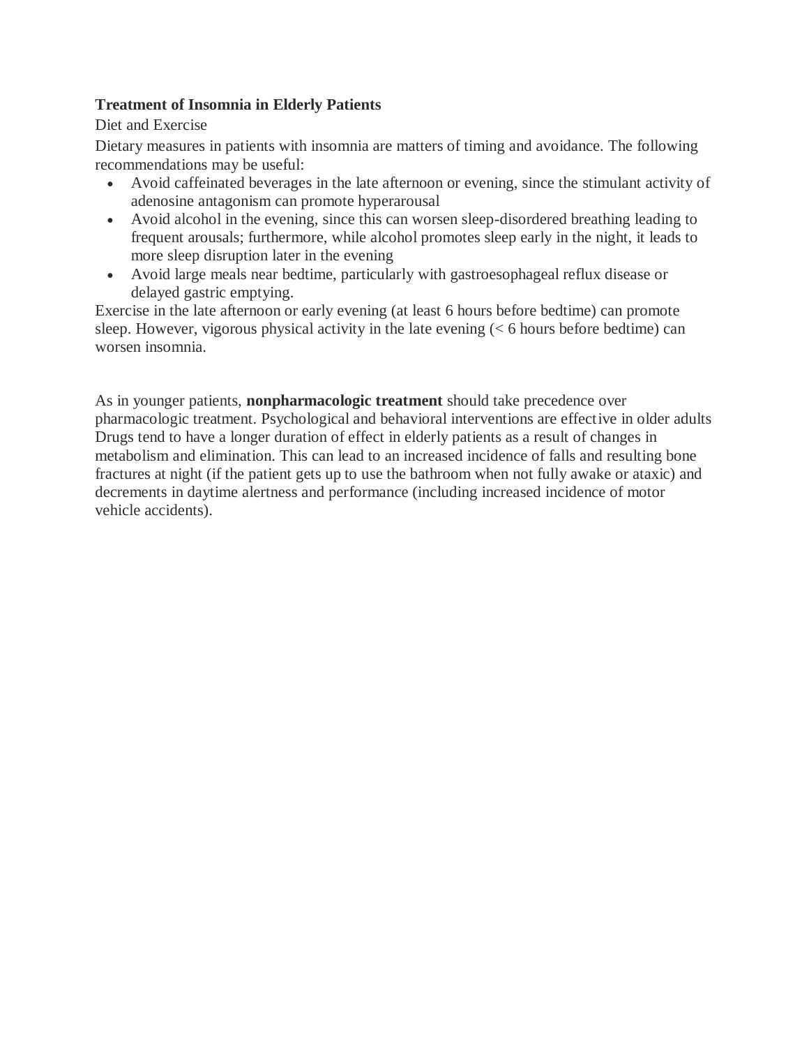**Treatment of Insomnia in Elderly Patients**

Diet and Exercise

Dietary measures in patients with insomnia are matters of timing and avoidance. The following recommendations may be useful:

- Avoid caffeinated beverages in the late afternoon or evening, since the stimulant activity of adenosine antagonism can promote hyperarousal
- Avoid alcohol in the evening, since this can worsen sleep-disordered breathing leading to frequent arousals; furthermore, while alcohol promotes sleep early in the night, it leads to more sleep disruption later in the evening
- Avoid large meals near bedtime, particularly with gastroesophageal reflux disease or delayed gastric emptying.

Exercise in the late afternoon or early evening (at least 6 hours before bedtime) can promote sleep. However, vigorous physical activity in the late evening (< 6 hours before bedtime) can worsen insomnia.

As in younger patients, **nonpharmacologic treatment** should take precedence over pharmacologic treatment. Psychological and behavioral interventions are effective in older adults Drugs tend to have a longer duration of effect in elderly patients as a result of changes in metabolism and elimination. This can lead to an increased incidence of falls and resulting bone fractures at night (if the patient gets up to use the bathroom when not fully awake or ataxic) and decrements in daytime alertness and performance (including increased incidence of motor vehicle accidents).